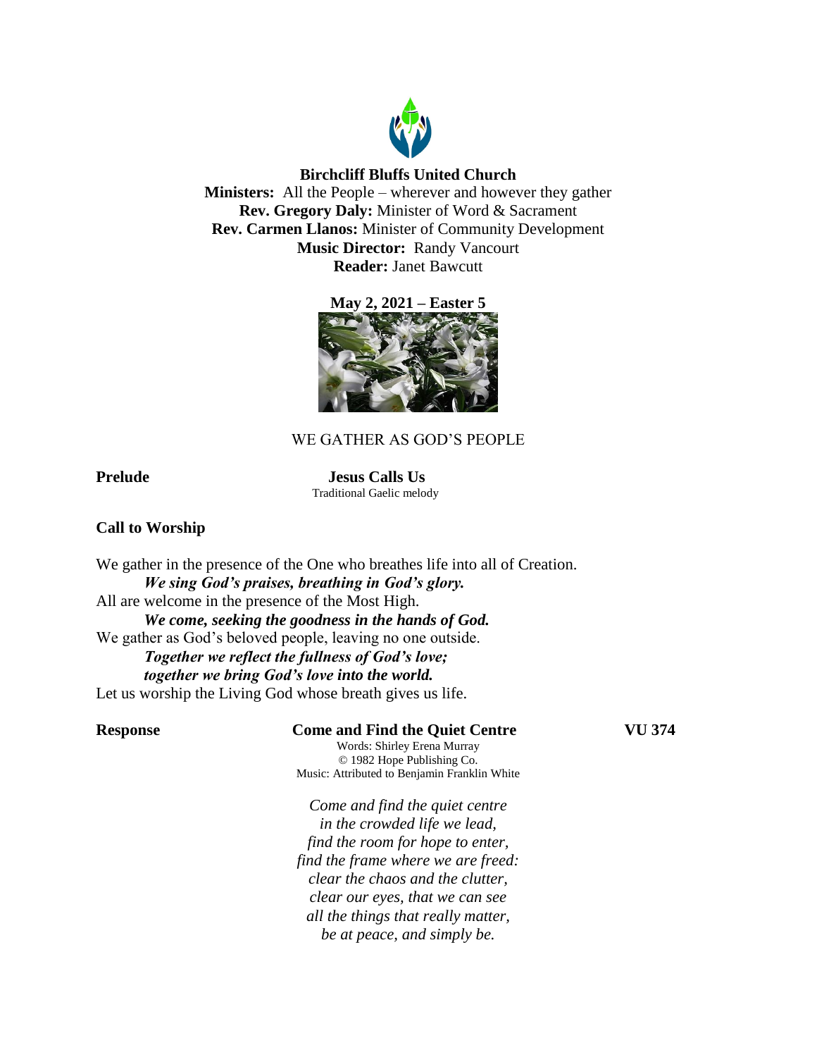# Birchcliff Bluffs United Church

**Ministers:** All the People – wherever and however they gather
**Rev. Gregory Daly:** Minister of Word & Sacrament
**Rev. Carmen Llanos:** Minister of Community Development
**Music Director:** Randy Vancourt
**Reader:** Janet Bawcutt

**May 2, 2021 – Easter 5**

## WE GATHER AS GOD'S PEOPLE

**Prelude** **Jesus Calls Us**
Traditional Gaelic melody

**Call to Worship**

We gather in the presence of the One who breathes life into all of Creation.
***We sing God's praises, breathing in God's glory.***
All are welcome in the presence of the Most High.
***We come, seeking the goodness in the hands of God.***
We gather as God's beloved people, leaving no one outside.
***Together we reflect the fullness of God's love;***
***together we bring God's love into the world.***
Let us worship the Living God whose breath gives us life.

**Response** **Come and Find the Quiet Centre** **VU 374**
Words: Shirley Erena Murray
© 1982 Hope Publishing Co.
Music: Attributed to Benjamin Franklin White

*Come and find the quiet centre*
*in the crowded life we lead,*
*find the room for hope to enter,*
*find the frame where we are freed:*
*clear the chaos and the clutter,*
*clear our eyes, that we can see*
*all the things that really matter,*
*be at peace, and simply be.*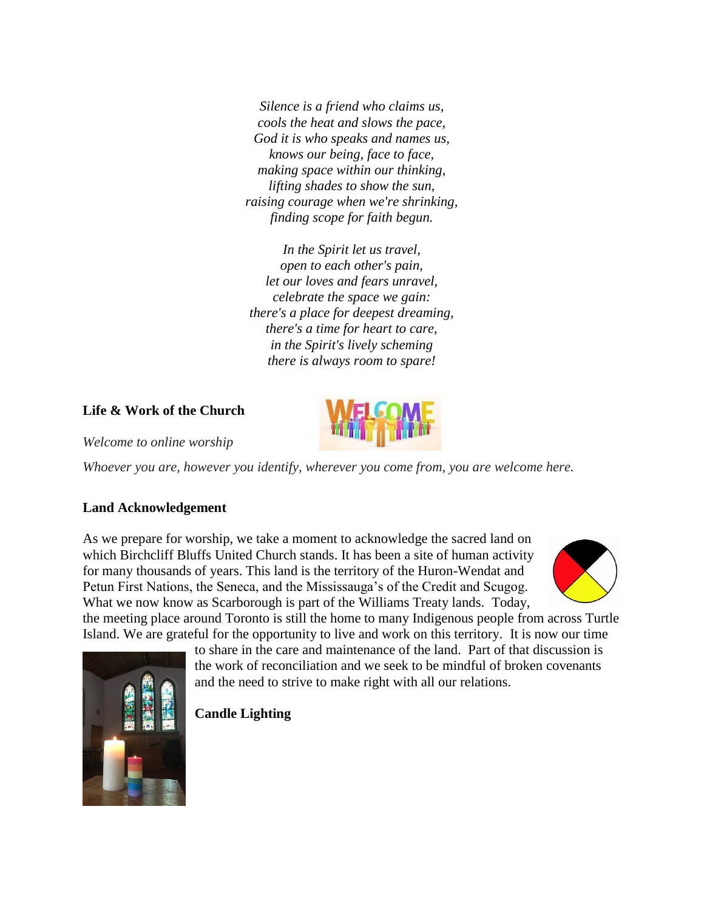*Silence is a friend who claims us,*
*cools the heat and slows the pace,*
*God it is who speaks and names us,*
*knows our being, face to face,*
*making space within our thinking,*
*lifting shades to show the sun,*
*raising courage when we're shrinking,*
*finding scope for faith begun.*

*In the Spirit let us travel,*
*open to each other's pain,*
*let our loves and fears unravel,*
*celebrate the space we gain:*
*there's a place for deepest dreaming,*
*there's a time for heart to care,*
*in the Spirit's lively scheming*
*there is always room to spare!*

**Life & Work of the Church**

*Welcome to online worship*

*Whoever you are, however you identify, wherever you come from, you are welcome here.*

**Land Acknowledgement**

As we prepare for worship, we take a moment to acknowledge the sacred land on which Birchcliff Bluffs United Church stands. It has been a site of human activity for many thousands of years. This land is the territory of the Huron-Wendat and Petun First Nations, the Seneca, and the Mississauga's of the Credit and Scugog. What we now know as Scarborough is part of the Williams Treaty lands. Today, the meeting place around Toronto is still the home to many Indigenous people from across Turtle Island. We are grateful for the opportunity to live and work on this territory. It is now our time to share in the care and maintenance of the land. Part of that discussion is the work of reconciliation and we seek to be mindful of broken covenants and the need to strive to make right with all our relations.

**Candle Lighting**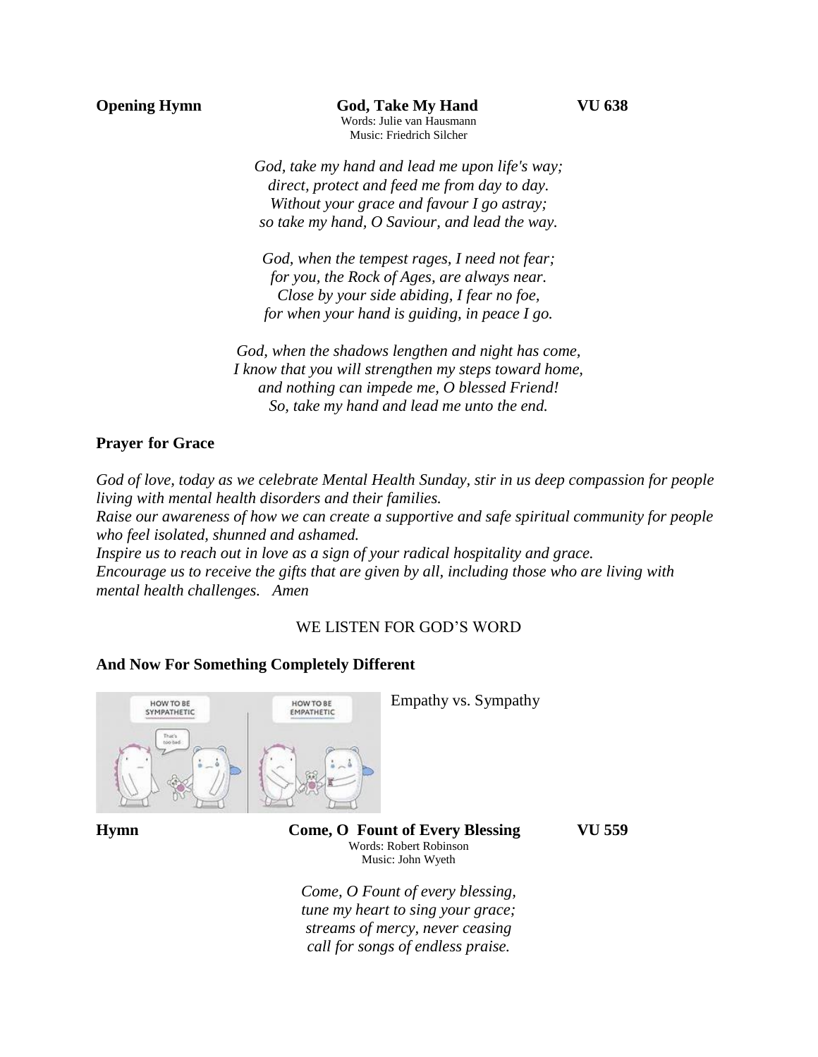**Opening Hymn** **God, Take My Hand** **VU 638**

Words: Julie van Hausmann
Music: Friedrich Silcher

*God, take my hand and lead me upon life's way;*
*direct, protect and feed me from day to day.*
*Without your grace and favour I go astray;*
*so take my hand, O Saviour, and lead the way.*

*God, when the tempest rages, I need not fear;*
*for you, the Rock of Ages, are always near.*
*Close by your side abiding, I fear no foe,*
*for when your hand is guiding, in peace I go.*

*God, when the shadows lengthen and night has come,*
*I know that you will strengthen my steps toward home,*
*and nothing can impede me, O blessed Friend!*
*So, take my hand and lead me unto the end.*

**Prayer for Grace**

*God of love, today as we celebrate Mental Health Sunday, stir in us deep compassion for people living with mental health disorders and their families.*
*Raise our awareness of how we can create a supportive and safe spiritual community for people who feel isolated, shunned and ashamed.*
*Inspire us to reach out in love as a sign of your radical hospitality and grace.*
*Encourage us to receive the gifts that are given by all, including those who are living with mental health challenges. Amen*

WE LISTEN FOR GOD'S WORD

**And Now For Something Completely Different**

Empathy vs. Sympathy

**Hymn** **Come, O Fount of Every Blessing** **VU 559**

Words: Robert Robinson
Music: John Wyeth

*Come, O Fount of every blessing,*
*tune my heart to sing your grace;*
*streams of mercy, never ceasing*
*call for songs of endless praise.*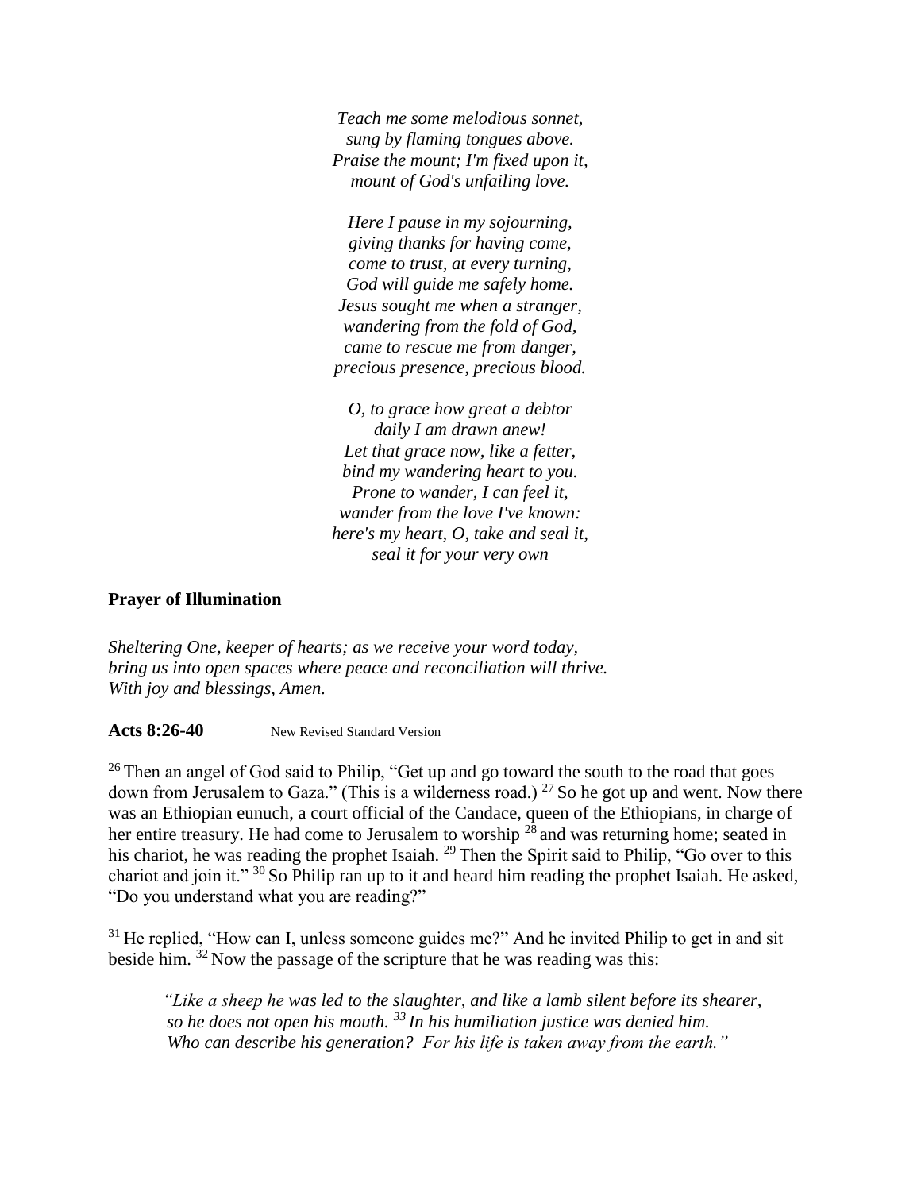*Teach me some melodious sonnet,*
*sung by flaming tongues above.*
*Praise the mount; I'm fixed upon it,*
*mount of God's unfailing love.*

*Here I pause in my sojourning,*
*giving thanks for having come,*
*come to trust, at every turning,*
*God will guide me safely home.*
*Jesus sought me when a stranger,*
*wandering from the fold of God,*
*came to rescue me from danger,*
*precious presence, precious blood.*

*O, to grace how great a debtor*
*daily I am drawn anew!*
*Let that grace now, like a fetter,*
*bind my wandering heart to you.*
*Prone to wander, I can feel it,*
*wander from the love I've known:*
*here's my heart, O, take and seal it,*
*seal it for your very own*

**Prayer of Illumination**

*Sheltering One, keeper of hearts; as we receive your word today,*
*bring us into open spaces where peace and reconciliation will thrive.*
*With joy and blessings, Amen.*

**Acts 8:26-40** New Revised Standard Version

[26] Then an angel of God said to Philip, "Get up and go toward the south to the road that goes down from Jerusalem to Gaza." (This is a wilderness road.) [27] So he got up and went. Now there was an Ethiopian eunuch, a court official of the Candace, queen of the Ethiopians, in charge of her entire treasury. He had come to Jerusalem to worship [28] and was returning home; seated in his chariot, he was reading the prophet Isaiah. [29] Then the Spirit said to Philip, "Go over to this chariot and join it." [30] So Philip ran up to it and heard him reading the prophet Isaiah. He asked, "Do you understand what you are reading?"

[31] He replied, "How can I, unless someone guides me?" And he invited Philip to get in and sit beside him. [32] Now the passage of the scripture that he was reading was this:

> *"Like a sheep he was led to the slaughter, and like a lamb silent before its shearer, so he does not open his mouth. [33] In his humiliation justice was denied him. Who can describe his generation? For his life is taken away from the earth."*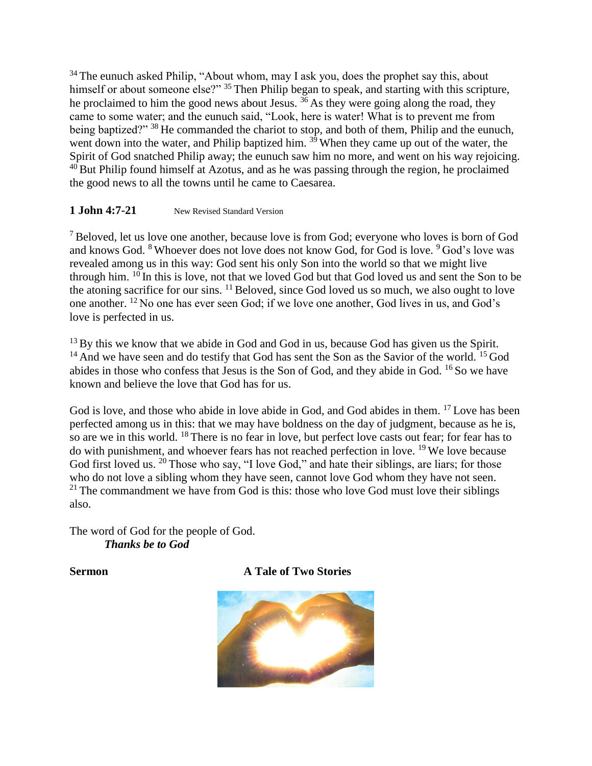[34] The eunuch asked Philip, "About whom, may I ask you, does the prophet say this, about himself or about someone else?" [35] Then Philip began to speak, and starting with this scripture, he proclaimed to him the good news about Jesus. [36] As they were going along the road, they came to some water; and the eunuch said, "Look, here is water! What is to prevent me from being baptized?" [38] He commanded the chariot to stop, and both of them, Philip and the eunuch, went down into the water, and Philip baptized him. [39] When they came up out of the water, the Spirit of God snatched Philip away; the eunuch saw him no more, and went on his way rejoicing. [40] But Philip found himself at Azotus, and as he was passing through the region, he proclaimed the good news to all the towns until he came to Caesarea.

**1 John 4:7-21** New Revised Standard Version

[7] Beloved, let us love one another, because love is from God; everyone who loves is born of God and knows God. [8] Whoever does not love does not know God, for God is love. [9] God's love was revealed among us in this way: God sent his only Son into the world so that we might live through him. [10] In this is love, not that we loved God but that God loved us and sent the Son to be the atoning sacrifice for our sins. [11] Beloved, since God loved us so much, we also ought to love one another. [12] No one has ever seen God; if we love one another, God lives in us, and God's love is perfected in us.

[13] By this we know that we abide in God and God in us, because God has given us the Spirit. [14] And we have seen and do testify that God has sent the Son as the Savior of the world. [15] God abides in those who confess that Jesus is the Son of God, and they abide in God. [16] So we have known and believe the love that God has for us.

God is love, and those who abide in love abide in God, and God abides in them. [17] Love has been perfected among us in this: that we may have boldness on the day of judgment, because as he is, so are we in this world. [18] There is no fear in love, but perfect love casts out fear; for fear has to do with punishment, and whoever fears has not reached perfection in love. [19] We love because God first loved us. [20] Those who say, "I love God," and hate their siblings, are liars; for those who do not love a sibling whom they have seen, cannot love God whom they have not seen. [21] The commandment we have from God is this: those who love God must love their siblings also.

The word of God for the people of God.
***Thanks be to God***

**Sermon** **A Tale of Two Stories**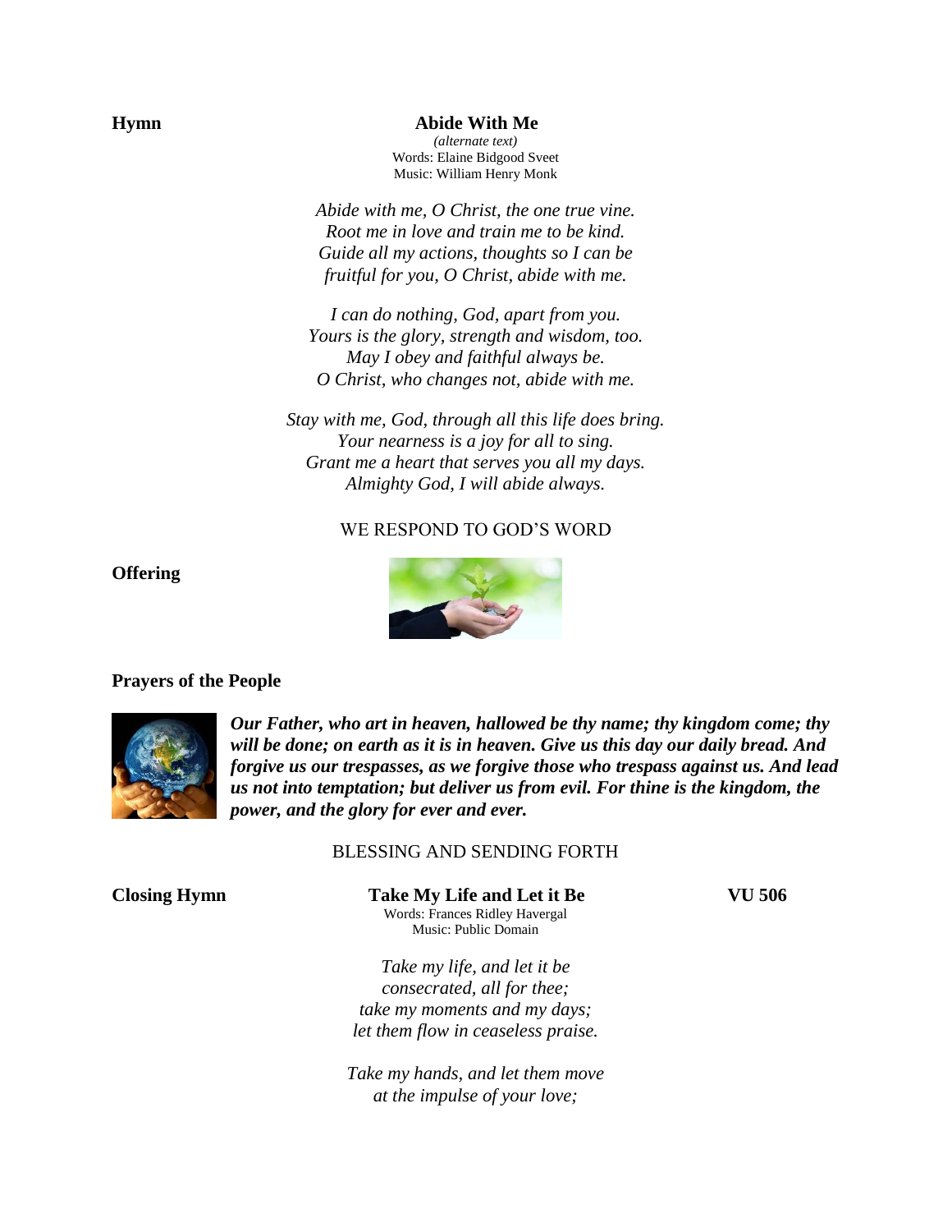**Hymn**

**Abide With Me**
*(alternate text)*
Words: Elaine Bidgood Sveet
Music: William Henry Monk

*Abide with me, O Christ, the one true vine.*
*Root me in love and train me to be kind.*
*Guide all my actions, thoughts so I can be*
*fruitful for you, O Christ, abide with me.*

*I can do nothing, God, apart from you.*
*Yours is the glory, strength and wisdom, too.*
*May I obey and faithful always be.*
*O Christ, who changes not, abide with me.*

*Stay with me, God, through all this life does bring.*
*Your nearness is a joy for all to sing.*
*Grant me a heart that serves you all my days.*
*Almighty God, I will abide always.*

WE RESPOND TO GOD'S WORD

**Offering**

**Prayers of the People**

***Our Father, who art in heaven, hallowed be thy name; thy kingdom come; thy will be done; on earth as it is in heaven. Give us this day our daily bread. And forgive us our trespasses, as we forgive those who trespass against us. And lead us not into temptation; but deliver us from evil. For thine is the kingdom, the power, and the glory for ever and ever.***

BLESSING AND SENDING FORTH

**Closing Hymn** **Take My Life and Let it Be** **VU 506**
Words: Frances Ridley Havergal
Music: Public Domain

*Take my life, and let it be*
*consecrated, all for thee;*
*take my moments and my days;*
*let them flow in ceaseless praise.*

*Take my hands, and let them move*
*at the impulse of your love;*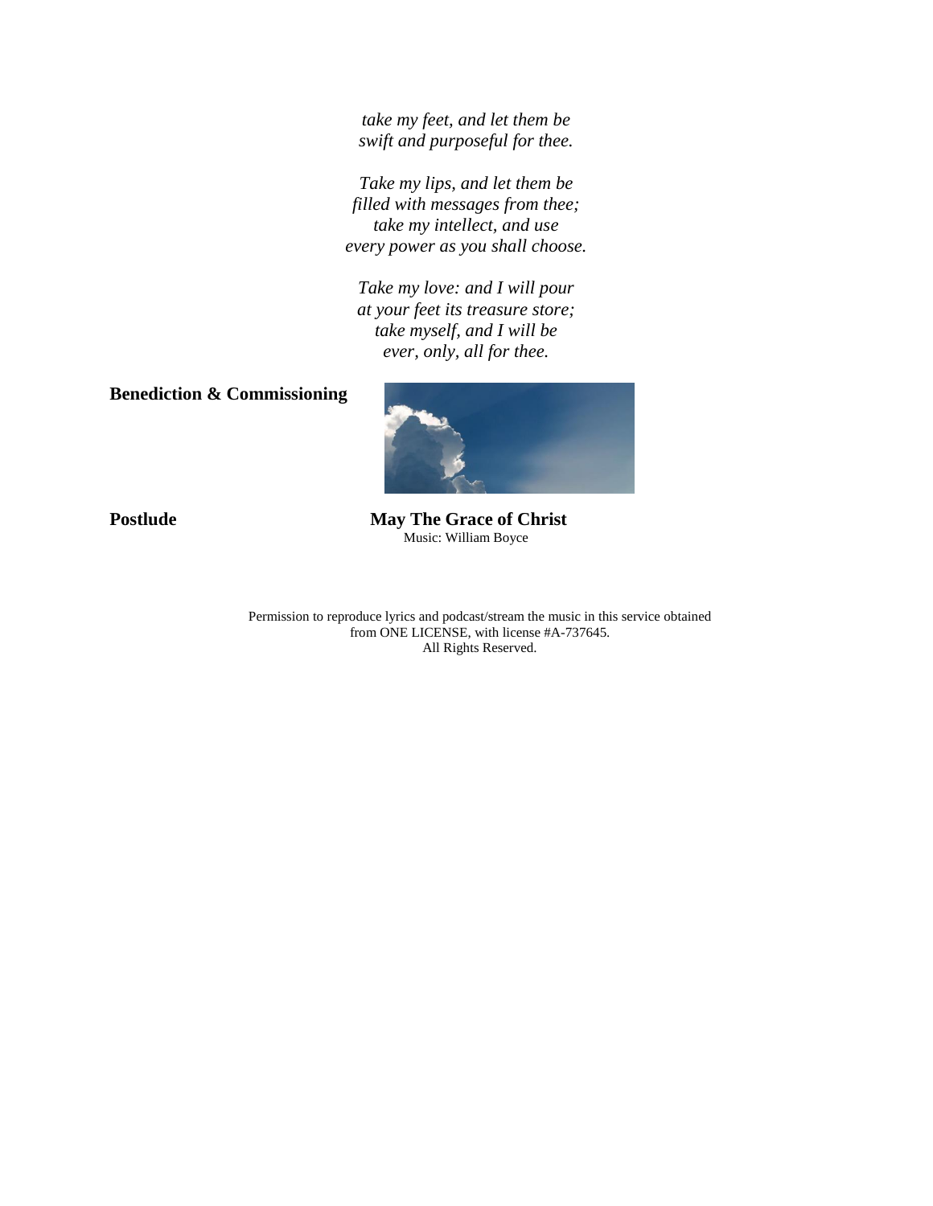*take my feet, and let them be*
*swift and purposeful for thee.*

*Take my lips, and let them be*
*filled with messages from thee;*
*take my intellect, and use*
*every power as you shall choose.*

*Take my love: and I will pour*
*at your feet its treasure store;*
*take myself, and I will be*
*ever, only, all for thee.*

**Benediction & Commissioning**

**Postlude** **May The Grace of Christ**
Music: William Boyce

Permission to reproduce lyrics and podcast/stream the music in this service obtained from ONE LICENSE, with license #A-737645.
All Rights Reserved.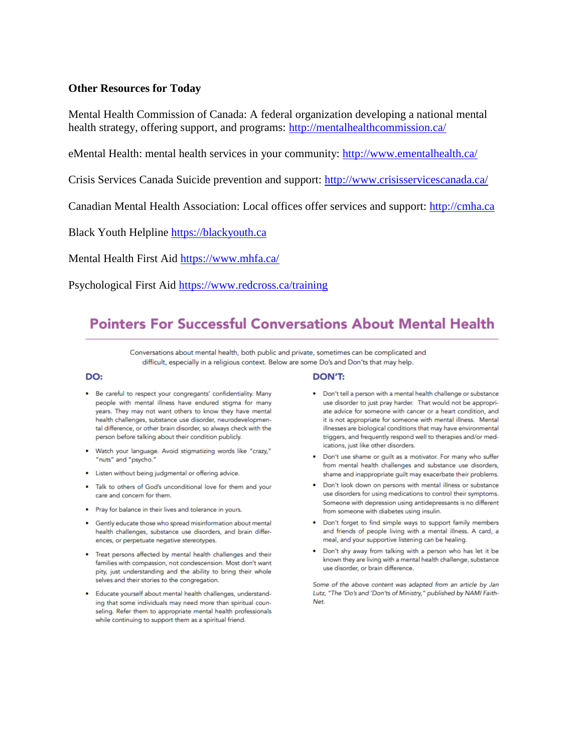**Other Resources for Today**

Mental Health Commission of Canada: A federal organization developing a national mental health strategy, offering support, and programs: [http://mentalhealthcommission.ca/](http://mentalhealthcommission.ca/)

eMental Health: mental health services in your community: [http://www.ementalhealth.ca/](http://www.ementalhealth.ca/)

Crisis Services Canada Suicide prevention and support: [http://www.crisisservicescanada.ca/](http://www.crisisservicescanada.ca/)

Canadian Mental Health Association: Local offices offer services and support: [http://cmha.ca](http://cmha.ca)

Black Youth Helpline [https://blackyouth.ca](https://blackyouth.ca)

Mental Health First Aid [https://www.mhfa.ca/](https://www.mhfa.ca/)

Psychological First Aid [https://www.redcross.ca/training](https://www.redcross.ca/training)

## Pointers For Successful Conversations About Mental Health

Conversations about mental health, both public and private, sometimes can be complicated and difficult, especially in a religious context. Below are some Do's and Don'ts that may help.

### DO:

- Be careful to respect your congregants' confidentiality. Many people with mental illness have endured stigma for many years. They may not want others to know they have mental health challenges, substance use disorder, neurodevelopmental difference, or other brain disorder, so always check with the person before talking about their condition publicly.
- Watch your language. Avoid stigmatizing words like "crazy," "nuts" and "psycho."
- Listen without being judgmental or offering advice.
- Talk to others of God's unconditional love for them and your care and concern for them.
- Pray for balance in their lives and tolerance in yours.
- Gently educate those who spread misinformation about mental health challenges, substance use disorders, and brain differences, or perpetuate negative stereotypes.
- Treat persons affected by mental health challenges and their families with compassion, not condescension. Most don't want pity, just understanding and the ability to bring their whole selves and their stories to the congregation.
- Educate yourself about mental health challenges, understanding that some individuals may need more than spiritual counseling. Refer them to appropriate mental health professionals while continuing to support them as a spiritual friend.

### DON'T:

- Don't tell a person with a mental health challenge or substance use disorder to just pray harder. That would not be appropriate advice for someone with cancer or a heart condition, and it is not appropriate for someone with mental illness. Mental illnesses are biological conditions that may have environmental triggers, and frequently respond well to therapies and/or medications, just like other disorders.
- Don't use shame or guilt as a motivator. For many who suffer from mental health challenges and substance use disorders, shame and inappropriate guilt may exacerbate their problems.
- Don't look down on persons with mental illness or substance use disorders for using medications to control their symptoms. Someone with depression using antidepressants is no different from someone with diabetes using insulin.
- Don't forget to find simple ways to support family members and friends of people living with a mental illness. A card, a meal, and your supportive listening can be healing.
- Don't shy away from talking with a person who has let it be known they are living with a mental health challenge, substance use disorder, or brain difference.

*Some of the above content was adapted from an article by Jan Lutz, "The 'Do's and 'Don'ts of Ministry," published by NAMI FaithNet.*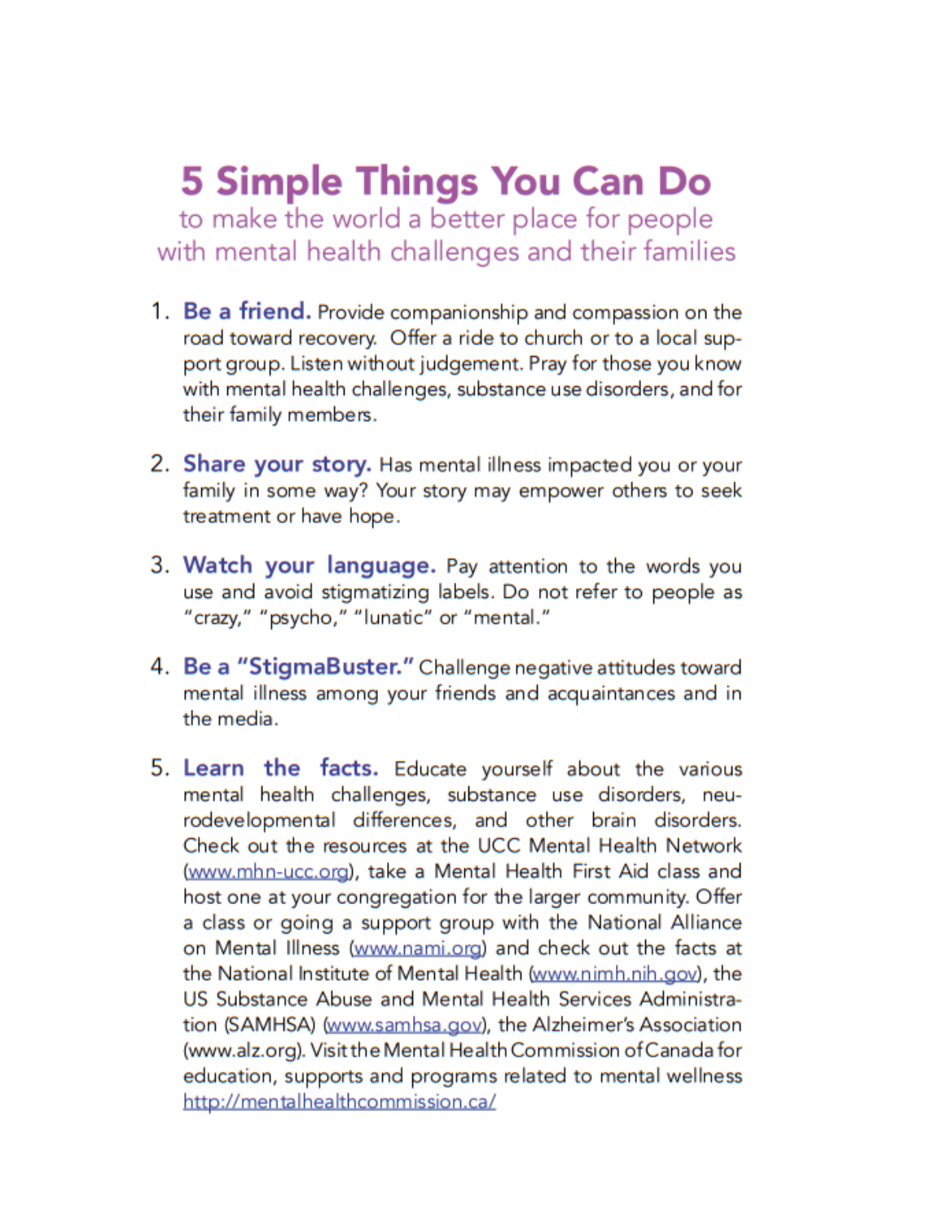# 5 Simple Things You Can Do

## to make the world a better place for people with mental health challenges and their families

1. **Be a friend.** Provide companionship and compassion on the road toward recovery. Offer a ride to church or to a local support group. Listen without judgement. Pray for those you know with mental health challenges, substance use disorders, and for their family members.

2. **Share your story.** Has mental illness impacted you or your family in some way? Your story may empower others to seek treatment or have hope.

3. **Watch your language.** Pay attention to the words you use and avoid stigmatizing labels. Do not refer to people as "crazy," "psycho," "lunatic" or "mental."

4. **Be a "StigmaBuster."** Challenge negative attitudes toward mental illness among your friends and acquaintances and in the media.

5. **Learn the facts.** Educate yourself about the various mental health challenges, substance use disorders, neurodevelopmental differences, and other brain disorders. Check out the resources at the UCC Mental Health Network (www.mhn-ucc.org), take a Mental Health First Aid class and host one at your congregation for the larger community. Offer a class or going a support group with the National Alliance on Mental Illness (www.nami.org) and check out the facts at the National Institute of Mental Health (www.nimh.nih.gov), the US Substance Abuse and Mental Health Services Administration (SAMHSA) (www.samhsa.gov), the Alzheimer's Association (www.alz.org). Visit the Mental Health Commission of Canada for education, supports and programs related to mental wellness http://mentalhealthcommission.ca/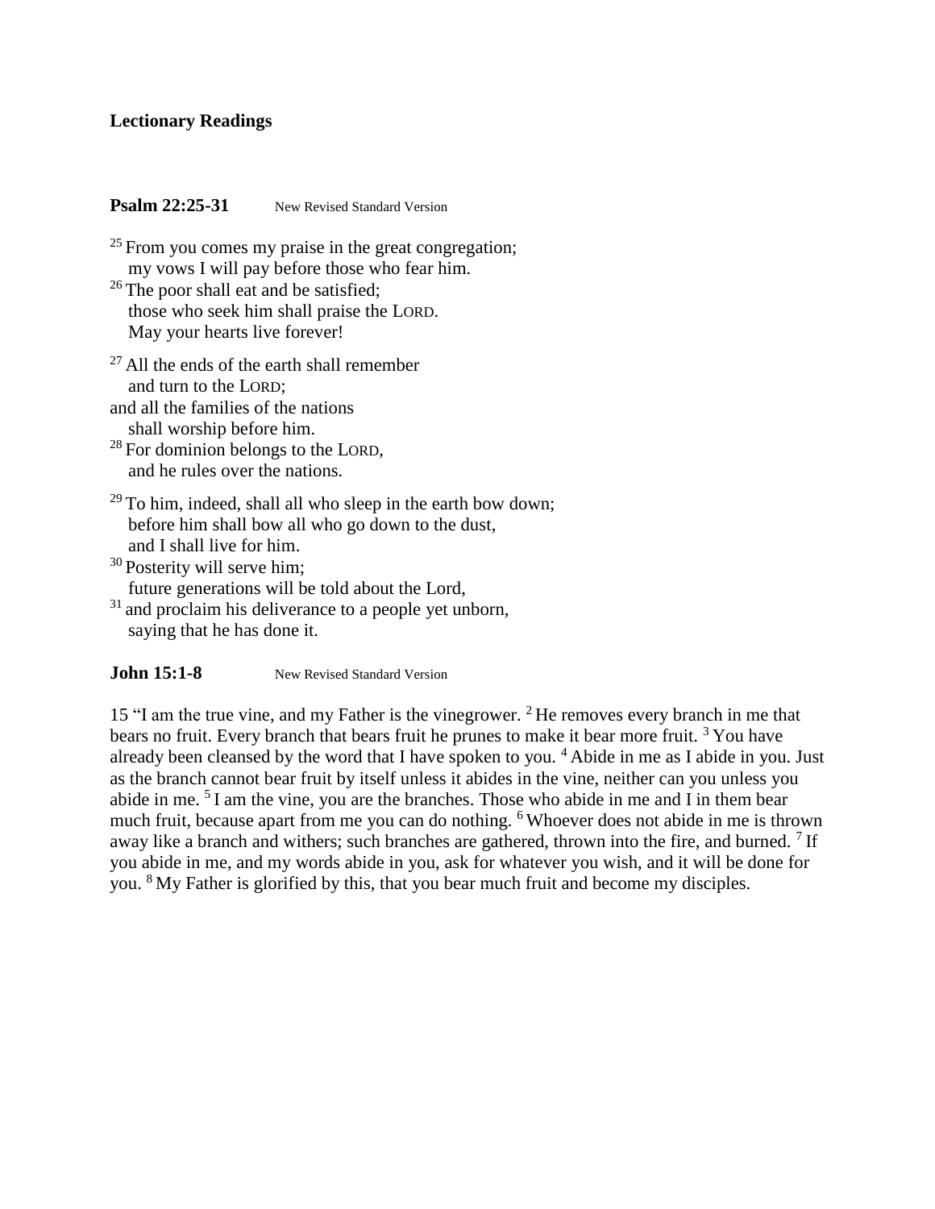**Lectionary Readings**

**Psalm 22:25-31** New Revised Standard Version

[25] From you comes my praise in the great congregation;  
my vows I will pay before those who fear him.  
[26] The poor shall eat and be satisfied;  
those who seek him shall praise the LORD.  
May your hearts live forever!

[27] All the ends of the earth shall remember  
and turn to the LORD;  
and all the families of the nations  
shall worship before him.  
[28] For dominion belongs to the LORD,  
and he rules over the nations.

[29] To him, indeed, shall all who sleep in the earth bow down;  
before him shall bow all who go down to the dust,  
and I shall live for him.  
[30] Posterity will serve him;  
future generations will be told about the Lord,  
[31] and proclaim his deliverance to a people yet unborn,  
saying that he has done it.

**John 15:1-8** New Revised Standard Version

15 "I am the true vine, and my Father is the vinegrower. [2] He removes every branch in me that bears no fruit. Every branch that bears fruit he prunes to make it bear more fruit. [3] You have already been cleansed by the word that I have spoken to you. [4] Abide in me as I abide in you. Just as the branch cannot bear fruit by itself unless it abides in the vine, neither can you unless you abide in me. [5] I am the vine, you are the branches. Those who abide in me and I in them bear much fruit, because apart from me you can do nothing. [6] Whoever does not abide in me is thrown away like a branch and withers; such branches are gathered, thrown into the fire, and burned. [7] If you abide in me, and my words abide in you, ask for whatever you wish, and it will be done for you. [8] My Father is glorified by this, that you bear much fruit and become my disciples.